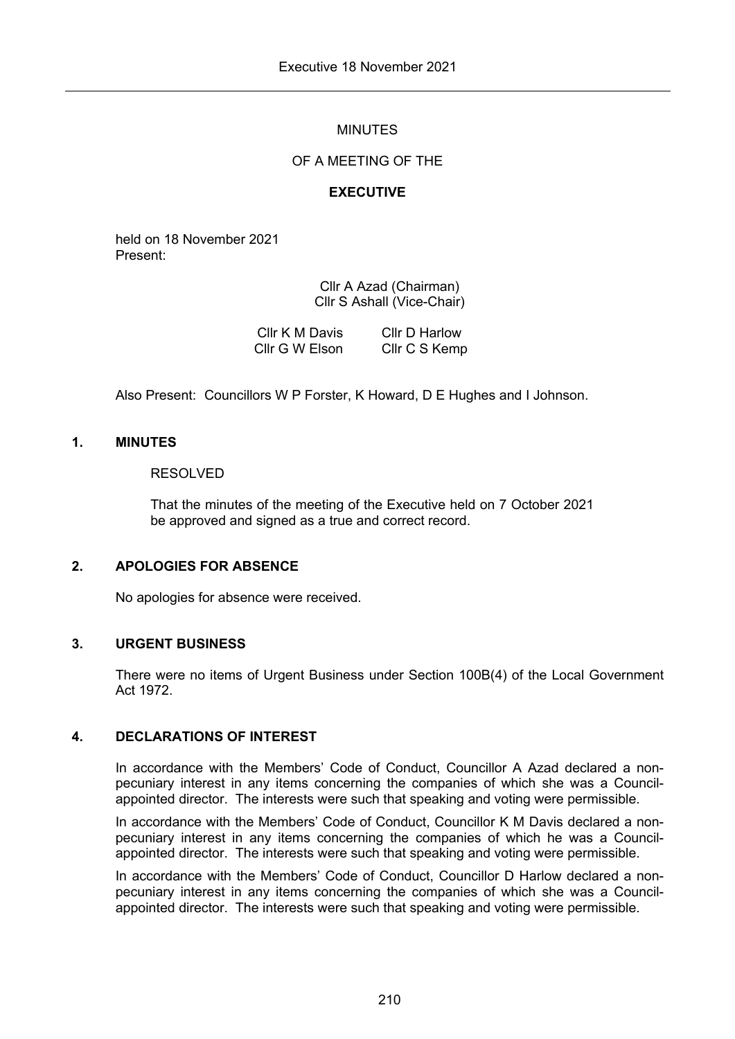MINUTES

OF A MEETING OF THE

**EXECUTIVE**

held on 18 November 2021
Present:

Cllr A Azad (Chairman)
Cllr S Ashall (Vice-Chair)

| | |
|---|---|
| Cllr K M Davis | Cllr D Harlow |
| Cllr G W Elson | Cllr C S Kemp |

Also Present: Councillors W P Forster, K Howard, D E Hughes and I Johnson.

## 1. MINUTES

RESOLVED

That the minutes of the meeting of the Executive held on 7 October 2021 be approved and signed as a true and correct record.

## 2. APOLOGIES FOR ABSENCE

No apologies for absence were received.

## 3. URGENT BUSINESS

There were no items of Urgent Business under Section 100B(4) of the Local Government Act 1972.

## 4. DECLARATIONS OF INTEREST

In accordance with the Members' Code of Conduct, Councillor A Azad declared a non-pecuniary interest in any items concerning the companies of which she was a Council-appointed director. The interests were such that speaking and voting were permissible.

In accordance with the Members' Code of Conduct, Councillor K M Davis declared a non-pecuniary interest in any items concerning the companies of which he was a Council-appointed director. The interests were such that speaking and voting were permissible.

In accordance with the Members' Code of Conduct, Councillor D Harlow declared a non-pecuniary interest in any items concerning the companies of which she was a Council-appointed director. The interests were such that speaking and voting were permissible.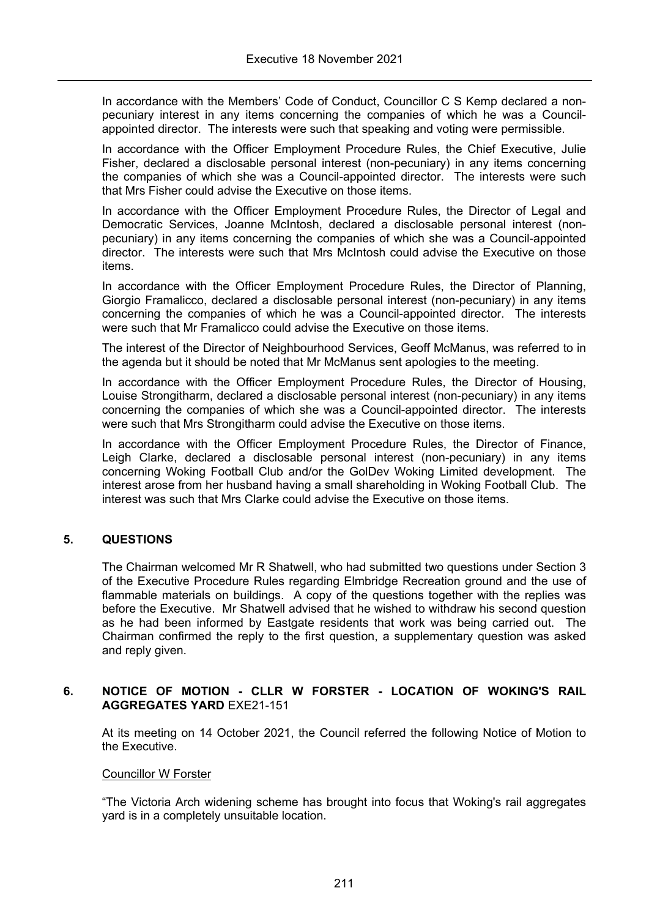In accordance with the Members' Code of Conduct, Councillor C S Kemp declared a non-pecuniary interest in any items concerning the companies of which he was a Council-appointed director. The interests were such that speaking and voting were permissible.

In accordance with the Officer Employment Procedure Rules, the Chief Executive, Julie Fisher, declared a disclosable personal interest (non-pecuniary) in any items concerning the companies of which she was a Council-appointed director. The interests were such that Mrs Fisher could advise the Executive on those items.

In accordance with the Officer Employment Procedure Rules, the Director of Legal and Democratic Services, Joanne McIntosh, declared a disclosable personal interest (non-pecuniary) in any items concerning the companies of which she was a Council-appointed director. The interests were such that Mrs McIntosh could advise the Executive on those items.

In accordance with the Officer Employment Procedure Rules, the Director of Planning, Giorgio Framalicco, declared a disclosable personal interest (non-pecuniary) in any items concerning the companies of which he was a Council-appointed director. The interests were such that Mr Framalicco could advise the Executive on those items.

The interest of the Director of Neighbourhood Services, Geoff McManus, was referred to in the agenda but it should be noted that Mr McManus sent apologies to the meeting.

In accordance with the Officer Employment Procedure Rules, the Director of Housing, Louise Strongitharm, declared a disclosable personal interest (non-pecuniary) in any items concerning the companies of which she was a Council-appointed director. The interests were such that Mrs Strongitharm could advise the Executive on those items.

In accordance with the Officer Employment Procedure Rules, the Director of Finance, Leigh Clarke, declared a disclosable personal interest (non-pecuniary) in any items concerning Woking Football Club and/or the GolDev Woking Limited development. The interest arose from her husband having a small shareholding in Woking Football Club. The interest was such that Mrs Clarke could advise the Executive on those items.

## 5. QUESTIONS

The Chairman welcomed Mr R Shatwell, who had submitted two questions under Section 3 of the Executive Procedure Rules regarding Elmbridge Recreation ground and the use of flammable materials on buildings. A copy of the questions together with the replies was before the Executive. Mr Shatwell advised that he wished to withdraw his second question as he had been informed by Eastgate residents that work was being carried out. The Chairman confirmed the reply to the first question, a supplementary question was asked and reply given.

## 6. NOTICE OF MOTION - CLLR W FORSTER - LOCATION OF WOKING'S RAIL AGGREGATES YARD EXE21-151

At its meeting on 14 October 2021, the Council referred the following Notice of Motion to the Executive.

Councillor W Forster

"The Victoria Arch widening scheme has brought into focus that Woking's rail aggregates yard is in a completely unsuitable location.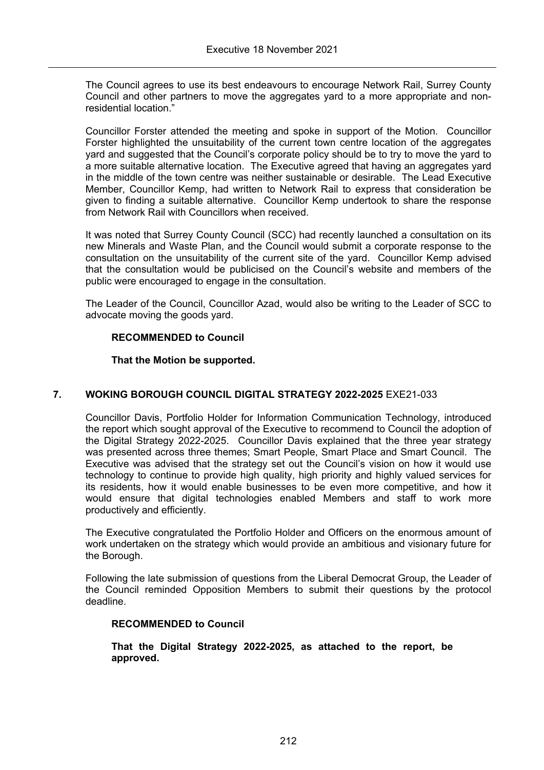The Council agrees to use its best endeavours to encourage Network Rail, Surrey County Council and other partners to move the aggregates yard to a more appropriate and non-residential location."

Councillor Forster attended the meeting and spoke in support of the Motion. Councillor Forster highlighted the unsuitability of the current town centre location of the aggregates yard and suggested that the Council's corporate policy should be to try to move the yard to a more suitable alternative location. The Executive agreed that having an aggregates yard in the middle of the town centre was neither sustainable or desirable. The Lead Executive Member, Councillor Kemp, had written to Network Rail to express that consideration be given to finding a suitable alternative. Councillor Kemp undertook to share the response from Network Rail with Councillors when received.

It was noted that Surrey County Council (SCC) had recently launched a consultation on its new Minerals and Waste Plan, and the Council would submit a corporate response to the consultation on the unsuitability of the current site of the yard. Councillor Kemp advised that the consultation would be publicised on the Council's website and members of the public were encouraged to engage in the consultation.

The Leader of the Council, Councillor Azad, would also be writing to the Leader of SCC to advocate moving the goods yard.

**RECOMMENDED to Council**

**That the Motion be supported.**

## 7. WOKING BOROUGH COUNCIL DIGITAL STRATEGY 2022-2025 EXE21-033

Councillor Davis, Portfolio Holder for Information Communication Technology, introduced the report which sought approval of the Executive to recommend to Council the adoption of the Digital Strategy 2022-2025. Councillor Davis explained that the three year strategy was presented across three themes; Smart People, Smart Place and Smart Council. The Executive was advised that the strategy set out the Council's vision on how it would use technology to continue to provide high quality, high priority and highly valued services for its residents, how it would enable businesses to be even more competitive, and how it would ensure that digital technologies enabled Members and staff to work more productively and efficiently.

The Executive congratulated the Portfolio Holder and Officers on the enormous amount of work undertaken on the strategy which would provide an ambitious and visionary future for the Borough.

Following the late submission of questions from the Liberal Democrat Group, the Leader of the Council reminded Opposition Members to submit their questions by the protocol deadline.

**RECOMMENDED to Council**

**That the Digital Strategy 2022-2025, as attached to the report, be approved.**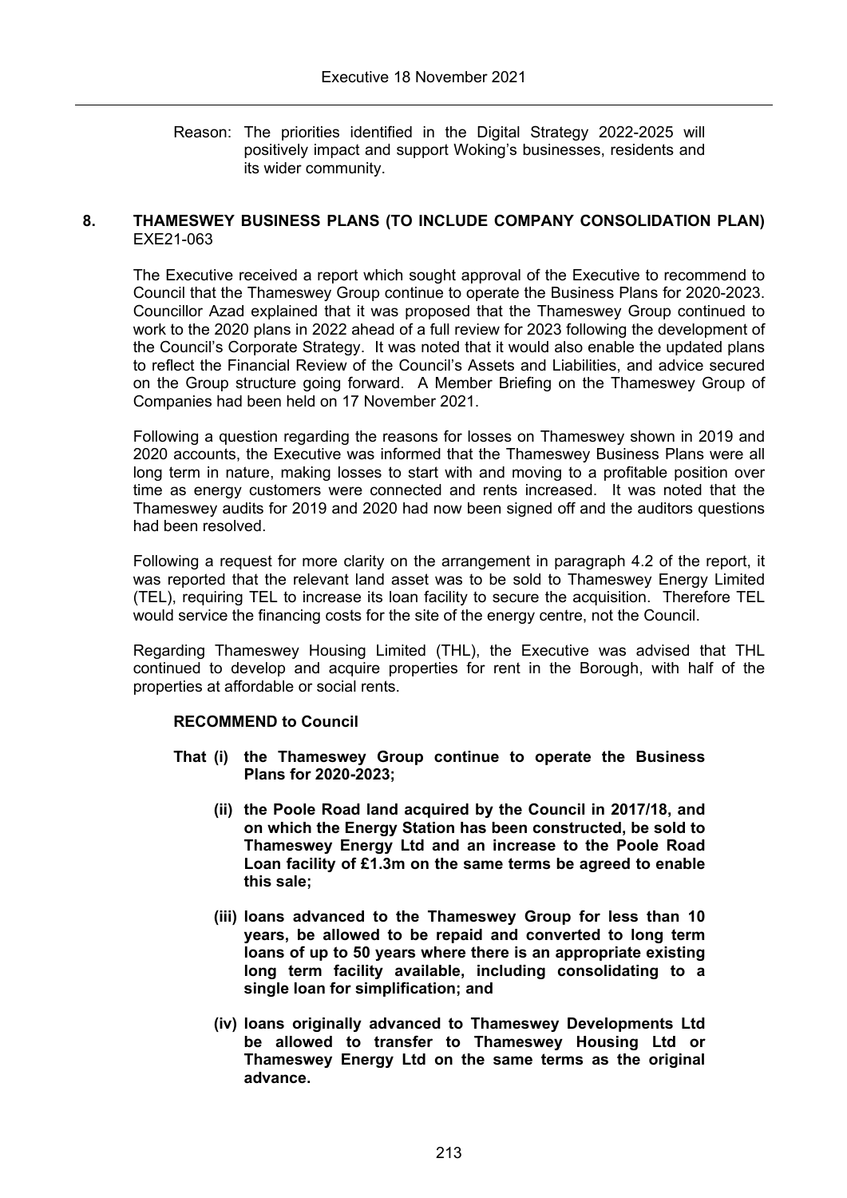Reason: The priorities identified in the Digital Strategy 2022-2025 will positively impact and support Woking's businesses, residents and its wider community.

## 8. THAMESWEY BUSINESS PLANS (TO INCLUDE COMPANY CONSOLIDATION PLAN) EXE21-063

The Executive received a report which sought approval of the Executive to recommend to Council that the Thameswey Group continue to operate the Business Plans for 2020-2023. Councillor Azad explained that it was proposed that the Thameswey Group continued to work to the 2020 plans in 2022 ahead of a full review for 2023 following the development of the Council's Corporate Strategy. It was noted that it would also enable the updated plans to reflect the Financial Review of the Council's Assets and Liabilities, and advice secured on the Group structure going forward. A Member Briefing on the Thameswey Group of Companies had been held on 17 November 2021.

Following a question regarding the reasons for losses on Thameswey shown in 2019 and 2020 accounts, the Executive was informed that the Thameswey Business Plans were all long term in nature, making losses to start with and moving to a profitable position over time as energy customers were connected and rents increased. It was noted that the Thameswey audits for 2019 and 2020 had now been signed off and the auditors questions had been resolved.

Following a request for more clarity on the arrangement in paragraph 4.2 of the report, it was reported that the relevant land asset was to be sold to Thameswey Energy Limited (TEL), requiring TEL to increase its loan facility to secure the acquisition. Therefore TEL would service the financing costs for the site of the energy centre, not the Council.

Regarding Thameswey Housing Limited (THL), the Executive was advised that THL continued to develop and acquire properties for rent in the Borough, with half of the properties at affordable or social rents.

**RECOMMEND to Council**

**That (i) the Thameswey Group continue to operate the Business Plans for 2020-2023;**

**(ii) the Poole Road land acquired by the Council in 2017/18, and on which the Energy Station has been constructed, be sold to Thameswey Energy Ltd and an increase to the Poole Road Loan facility of £1.3m on the same terms be agreed to enable this sale;**

**(iii) loans advanced to the Thameswey Group for less than 10 years, be allowed to be repaid and converted to long term loans of up to 50 years where there is an appropriate existing long term facility available, including consolidating to a single loan for simplification; and**

**(iv) loans originally advanced to Thameswey Developments Ltd be allowed to transfer to Thameswey Housing Ltd or Thameswey Energy Ltd on the same terms as the original advance.**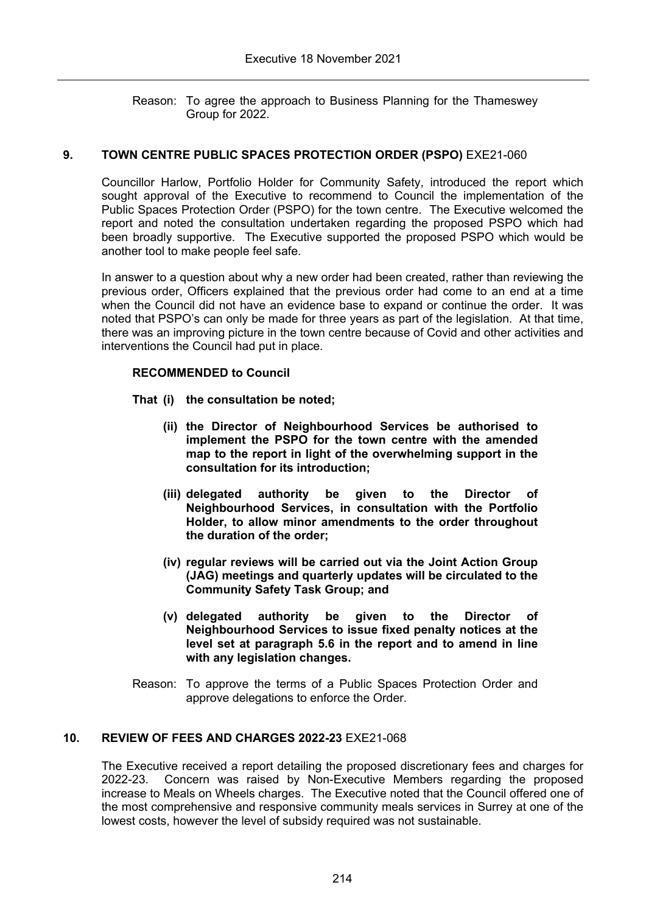Reason: To agree the approach to Business Planning for the Thameswey Group for 2022.

## 9. TOWN CENTRE PUBLIC SPACES PROTECTION ORDER (PSPO) EXE21-060

Councillor Harlow, Portfolio Holder for Community Safety, introduced the report which sought approval of the Executive to recommend to Council the implementation of the Public Spaces Protection Order (PSPO) for the town centre. The Executive welcomed the report and noted the consultation undertaken regarding the proposed PSPO which had been broadly supportive. The Executive supported the proposed PSPO which would be another tool to make people feel safe.

In answer to a question about why a new order had been created, rather than reviewing the previous order, Officers explained that the previous order had come to an end at a time when the Council did not have an evidence base to expand or continue the order. It was noted that PSPO's can only be made for three years as part of the legislation. At that time, there was an improving picture in the town centre because of Covid and other activities and interventions the Council had put in place.

**RECOMMENDED to Council**

**That (i) the consultation be noted;**

**(ii) the Director of Neighbourhood Services be authorised to implement the PSPO for the town centre with the amended map to the report in light of the overwhelming support in the consultation for its introduction;**

**(iii) delegated authority be given to the Director of Neighbourhood Services, in consultation with the Portfolio Holder, to allow minor amendments to the order throughout the duration of the order;**

**(iv) regular reviews will be carried out via the Joint Action Group (JAG) meetings and quarterly updates will be circulated to the Community Safety Task Group; and**

**(v) delegated authority be given to the Director of Neighbourhood Services to issue fixed penalty notices at the level set at paragraph 5.6 in the report and to amend in line with any legislation changes.**

Reason: To approve the terms of a Public Spaces Protection Order and approve delegations to enforce the Order.

## 10. REVIEW OF FEES AND CHARGES 2022-23 EXE21-068

The Executive received a report detailing the proposed discretionary fees and charges for 2022-23. Concern was raised by Non-Executive Members regarding the proposed increase to Meals on Wheels charges. The Executive noted that the Council offered one of the most comprehensive and responsive community meals services in Surrey at one of the lowest costs, however the level of subsidy required was not sustainable.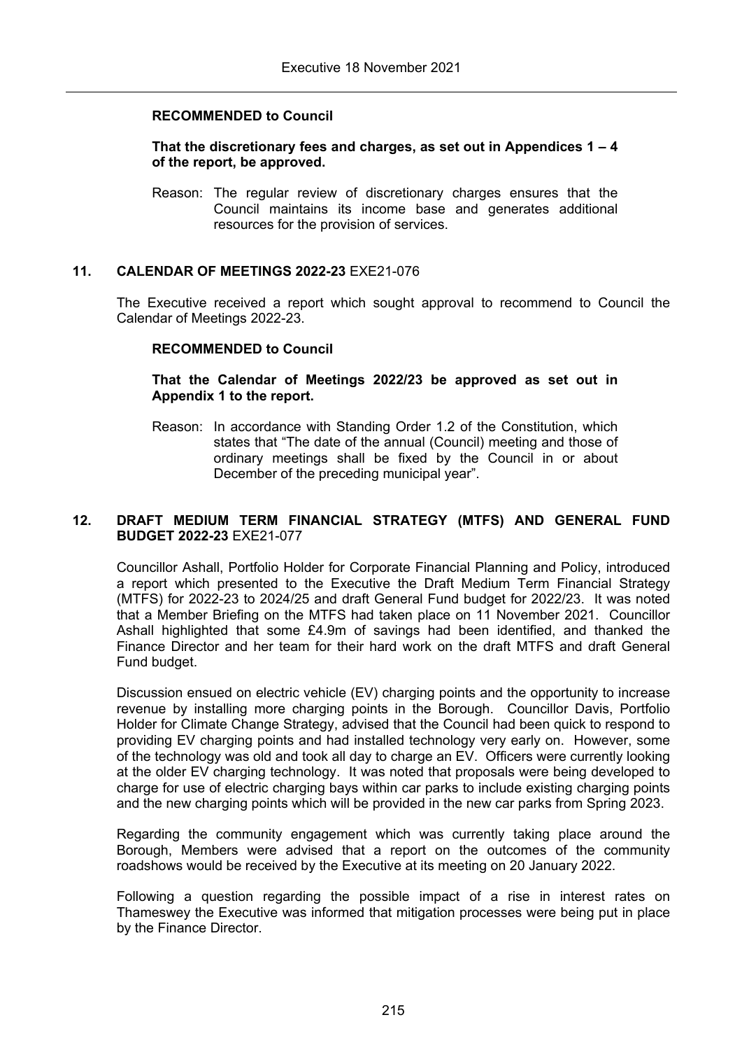**RECOMMENDED to Council**

**That the discretionary fees and charges, as set out in Appendices 1 – 4 of the report, be approved.**

Reason: The regular review of discretionary charges ensures that the Council maintains its income base and generates additional resources for the provision of services.

## 11. CALENDAR OF MEETINGS 2022-23 EXE21-076

The Executive received a report which sought approval to recommend to Council the Calendar of Meetings 2022-23.

**RECOMMENDED to Council**

**That the Calendar of Meetings 2022/23 be approved as set out in Appendix 1 to the report.**

Reason: In accordance with Standing Order 1.2 of the Constitution, which states that "The date of the annual (Council) meeting and those of ordinary meetings shall be fixed by the Council in or about December of the preceding municipal year".

## 12. DRAFT MEDIUM TERM FINANCIAL STRATEGY (MTFS) AND GENERAL FUND BUDGET 2022-23 EXE21-077

Councillor Ashall, Portfolio Holder for Corporate Financial Planning and Policy, introduced a report which presented to the Executive the Draft Medium Term Financial Strategy (MTFS) for 2022-23 to 2024/25 and draft General Fund budget for 2022/23. It was noted that a Member Briefing on the MTFS had taken place on 11 November 2021. Councillor Ashall highlighted that some £4.9m of savings had been identified, and thanked the Finance Director and her team for their hard work on the draft MTFS and draft General Fund budget.

Discussion ensued on electric vehicle (EV) charging points and the opportunity to increase revenue by installing more charging points in the Borough. Councillor Davis, Portfolio Holder for Climate Change Strategy, advised that the Council had been quick to respond to providing EV charging points and had installed technology very early on. However, some of the technology was old and took all day to charge an EV. Officers were currently looking at the older EV charging technology. It was noted that proposals were being developed to charge for use of electric charging bays within car parks to include existing charging points and the new charging points which will be provided in the new car parks from Spring 2023.

Regarding the community engagement which was currently taking place around the Borough, Members were advised that a report on the outcomes of the community roadshows would be received by the Executive at its meeting on 20 January 2022.

Following a question regarding the possible impact of a rise in interest rates on Thameswey the Executive was informed that mitigation processes were being put in place by the Finance Director.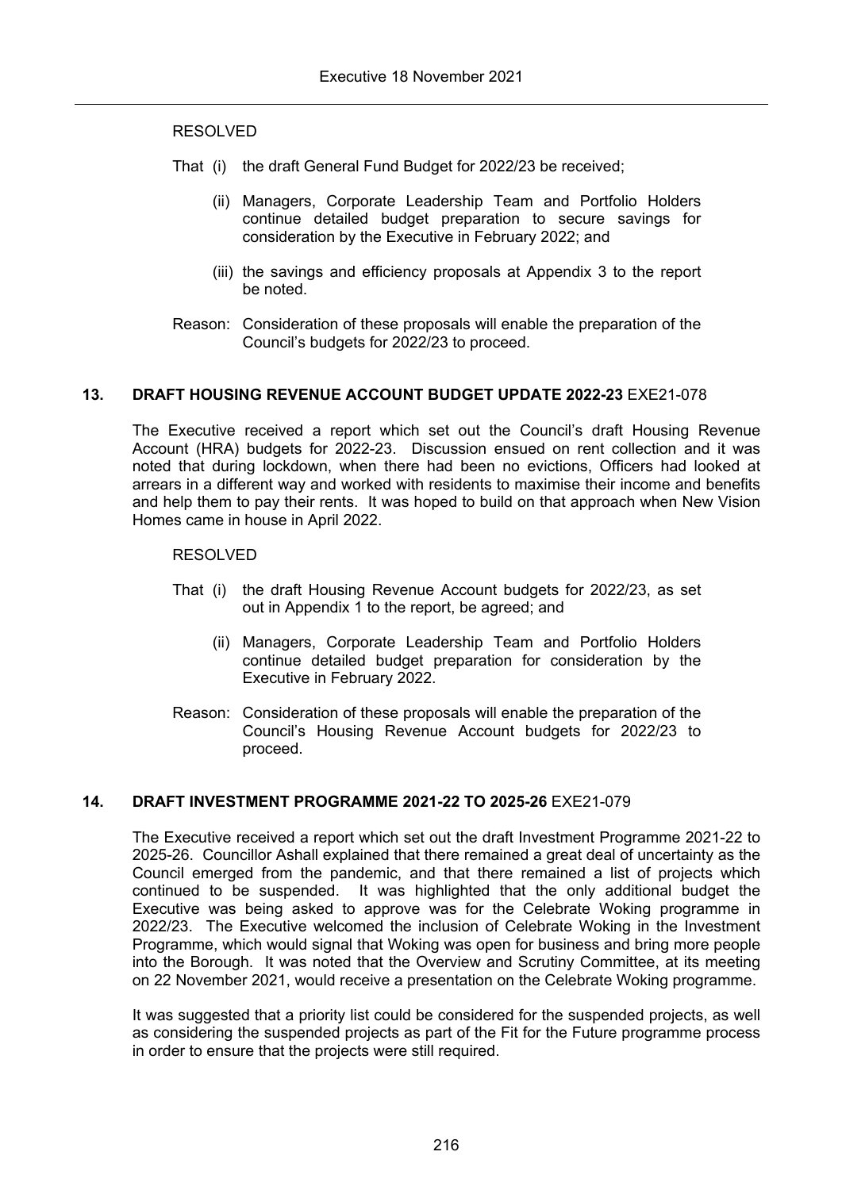RESOLVED

That (i) the draft General Fund Budget for 2022/23 be received;

(ii) Managers, Corporate Leadership Team and Portfolio Holders continue detailed budget preparation to secure savings for consideration by the Executive in February 2022; and

(iii) the savings and efficiency proposals at Appendix 3 to the report be noted.

Reason: Consideration of these proposals will enable the preparation of the Council's budgets for 2022/23 to proceed.

## 13. DRAFT HOUSING REVENUE ACCOUNT BUDGET UPDATE 2022-23 EXE21-078

The Executive received a report which set out the Council's draft Housing Revenue Account (HRA) budgets for 2022-23. Discussion ensued on rent collection and it was noted that during lockdown, when there had been no evictions, Officers had looked at arrears in a different way and worked with residents to maximise their income and benefits and help them to pay their rents. It was hoped to build on that approach when New Vision Homes came in house in April 2022.

RESOLVED

That (i) the draft Housing Revenue Account budgets for 2022/23, as set out in Appendix 1 to the report, be agreed; and

(ii) Managers, Corporate Leadership Team and Portfolio Holders continue detailed budget preparation for consideration by the Executive in February 2022.

Reason: Consideration of these proposals will enable the preparation of the Council's Housing Revenue Account budgets for 2022/23 to proceed.

## 14. DRAFT INVESTMENT PROGRAMME 2021-22 TO 2025-26 EXE21-079

The Executive received a report which set out the draft Investment Programme 2021-22 to 2025-26. Councillor Ashall explained that there remained a great deal of uncertainty as the Council emerged from the pandemic, and that there remained a list of projects which continued to be suspended. It was highlighted that the only additional budget the Executive was being asked to approve was for the Celebrate Woking programme in 2022/23. The Executive welcomed the inclusion of Celebrate Woking in the Investment Programme, which would signal that Woking was open for business and bring more people into the Borough. It was noted that the Overview and Scrutiny Committee, at its meeting on 22 November 2021, would receive a presentation on the Celebrate Woking programme.

It was suggested that a priority list could be considered for the suspended projects, as well as considering the suspended projects as part of the Fit for the Future programme process in order to ensure that the projects were still required.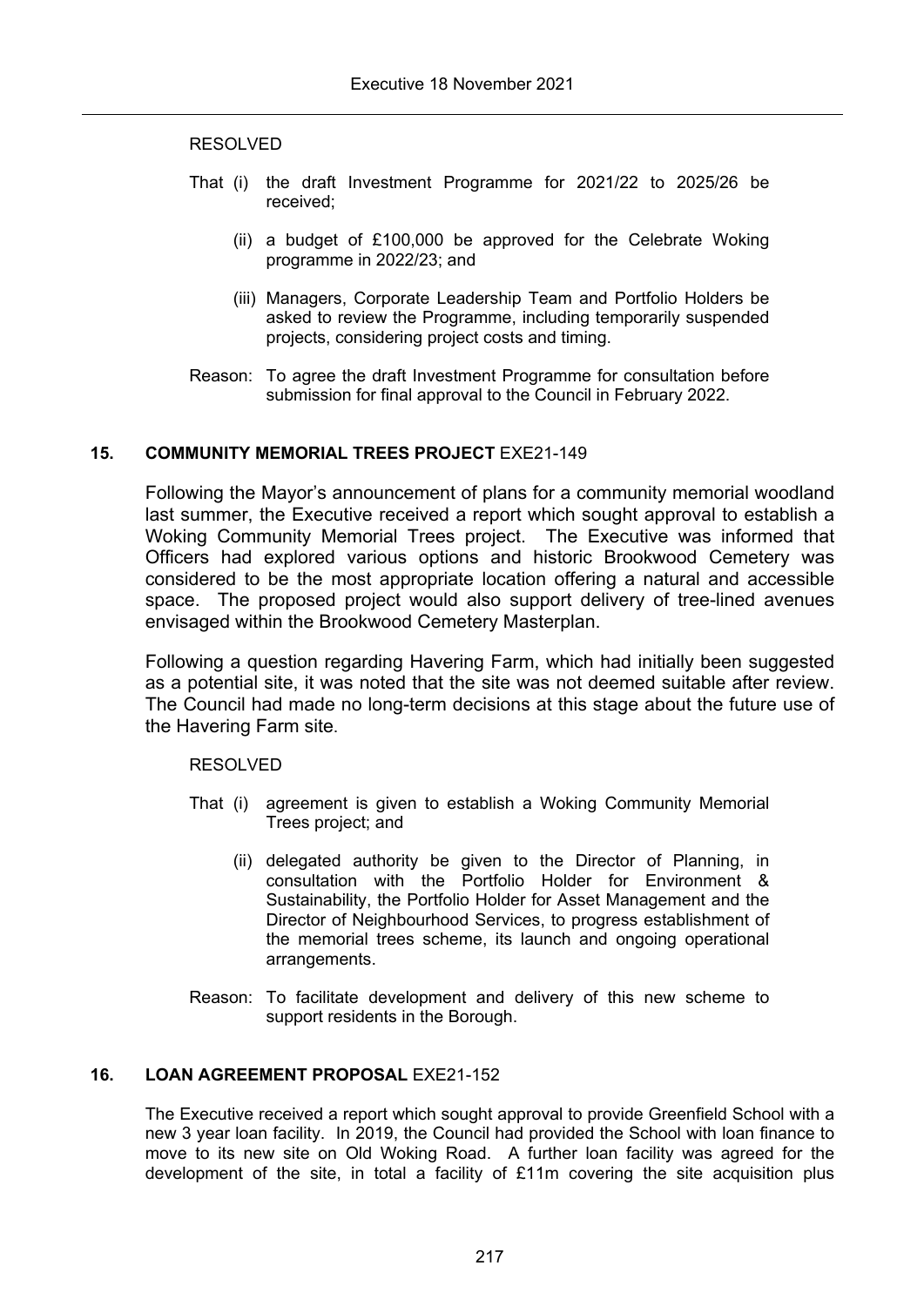RESOLVED

That (i) the draft Investment Programme for 2021/22 to 2025/26 be received;

(ii) a budget of £100,000 be approved for the Celebrate Woking programme in 2022/23; and

(iii) Managers, Corporate Leadership Team and Portfolio Holders be asked to review the Programme, including temporarily suspended projects, considering project costs and timing.

Reason: To agree the draft Investment Programme for consultation before submission for final approval to the Council in February 2022.

## 15. COMMUNITY MEMORIAL TREES PROJECT EXE21-149

Following the Mayor's announcement of plans for a community memorial woodland last summer, the Executive received a report which sought approval to establish a Woking Community Memorial Trees project. The Executive was informed that Officers had explored various options and historic Brookwood Cemetery was considered to be the most appropriate location offering a natural and accessible space. The proposed project would also support delivery of tree-lined avenues envisaged within the Brookwood Cemetery Masterplan.

Following a question regarding Havering Farm, which had initially been suggested as a potential site, it was noted that the site was not deemed suitable after review. The Council had made no long-term decisions at this stage about the future use of the Havering Farm site.

RESOLVED

That (i) agreement is given to establish a Woking Community Memorial Trees project; and

(ii) delegated authority be given to the Director of Planning, in consultation with the Portfolio Holder for Environment & Sustainability, the Portfolio Holder for Asset Management and the Director of Neighbourhood Services, to progress establishment of the memorial trees scheme, its launch and ongoing operational arrangements.

Reason: To facilitate development and delivery of this new scheme to support residents in the Borough.

## 16. LOAN AGREEMENT PROPOSAL EXE21-152

The Executive received a report which sought approval to provide Greenfield School with a new 3 year loan facility. In 2019, the Council had provided the School with loan finance to move to its new site on Old Woking Road. A further loan facility was agreed for the development of the site, in total a facility of £11m covering the site acquisition plus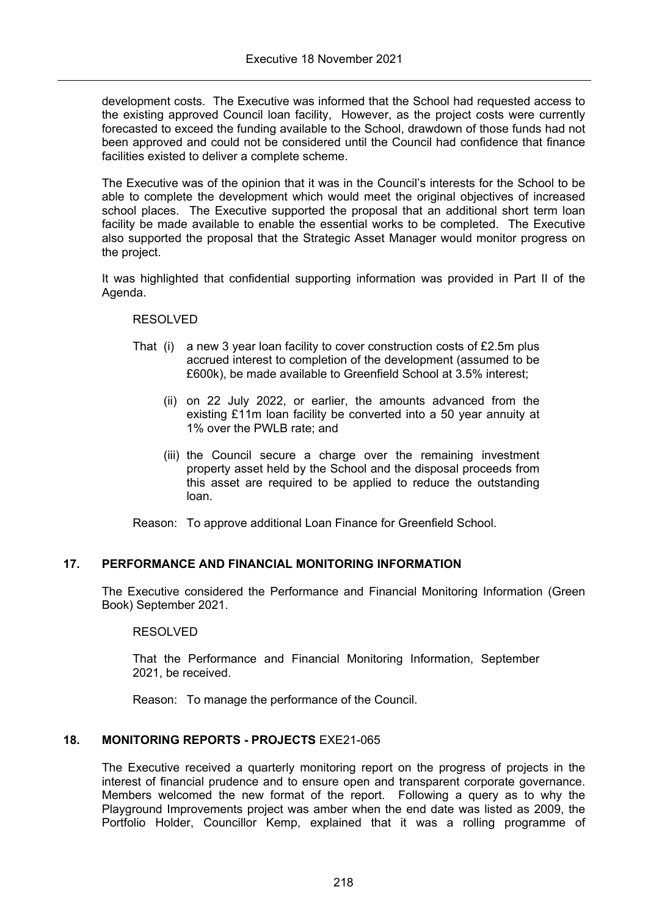development costs. The Executive was informed that the School had requested access to the existing approved Council loan facility, However, as the project costs were currently forecasted to exceed the funding available to the School, drawdown of those funds had not been approved and could not be considered until the Council had confidence that finance facilities existed to deliver a complete scheme.

The Executive was of the opinion that it was in the Council's interests for the School to be able to complete the development which would meet the original objectives of increased school places. The Executive supported the proposal that an additional short term loan facility be made available to enable the essential works to be completed. The Executive also supported the proposal that the Strategic Asset Manager would monitor progress on the project.

It was highlighted that confidential supporting information was provided in Part II of the Agenda.

RESOLVED

That (i) a new 3 year loan facility to cover construction costs of £2.5m plus accrued interest to completion of the development (assumed to be £600k), be made available to Greenfield School at 3.5% interest;

(ii) on 22 July 2022, or earlier, the amounts advanced from the existing £11m loan facility be converted into a 50 year annuity at 1% over the PWLB rate; and

(iii) the Council secure a charge over the remaining investment property asset held by the School and the disposal proceeds from this asset are required to be applied to reduce the outstanding loan.

Reason: To approve additional Loan Finance for Greenfield School.

## 17. PERFORMANCE AND FINANCIAL MONITORING INFORMATION

The Executive considered the Performance and Financial Monitoring Information (Green Book) September 2021.

RESOLVED

That the Performance and Financial Monitoring Information, September 2021, be received.

Reason: To manage the performance of the Council.

## 18. MONITORING REPORTS - PROJECTS EXE21-065

The Executive received a quarterly monitoring report on the progress of projects in the interest of financial prudence and to ensure open and transparent corporate governance. Members welcomed the new format of the report. Following a query as to why the Playground Improvements project was amber when the end date was listed as 2009, the Portfolio Holder, Councillor Kemp, explained that it was a rolling programme of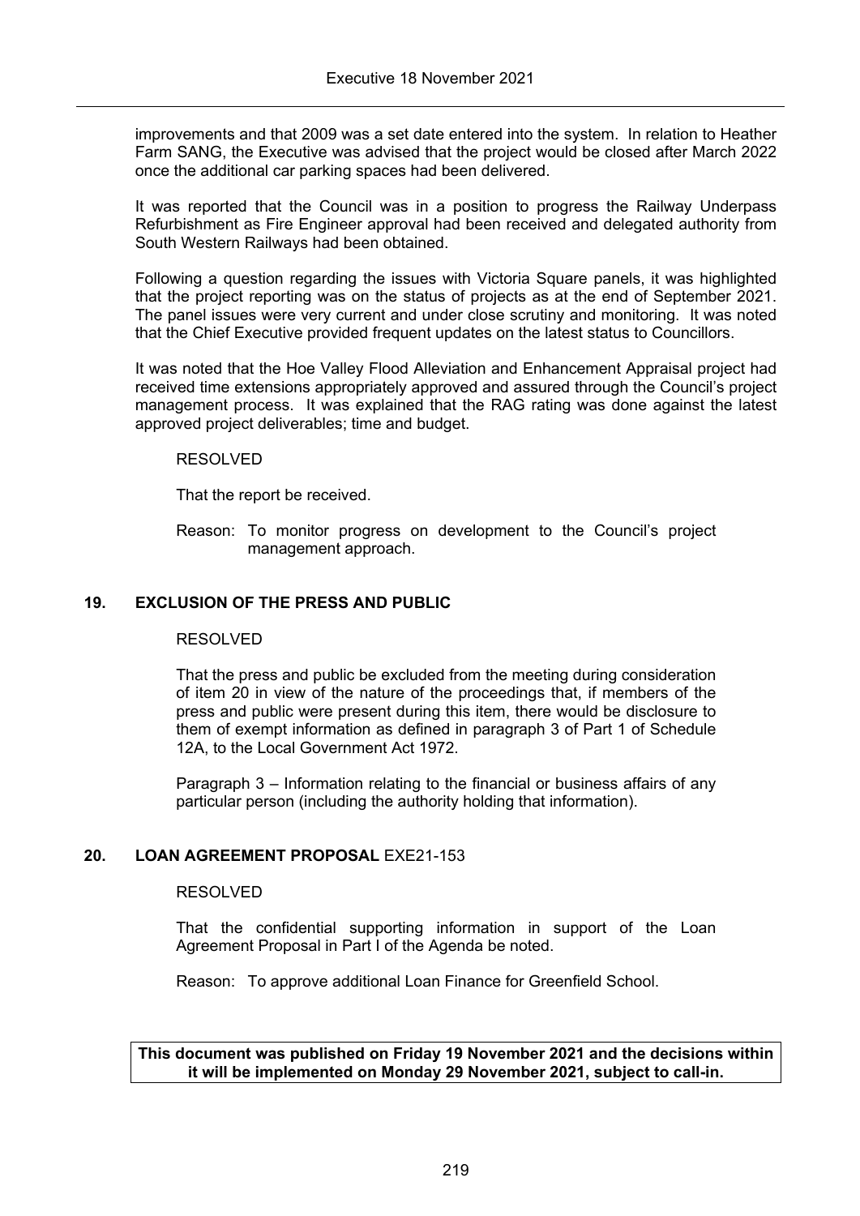improvements and that 2009 was a set date entered into the system. In relation to Heather Farm SANG, the Executive was advised that the project would be closed after March 2022 once the additional car parking spaces had been delivered.

It was reported that the Council was in a position to progress the Railway Underpass Refurbishment as Fire Engineer approval had been received and delegated authority from South Western Railways had been obtained.

Following a question regarding the issues with Victoria Square panels, it was highlighted that the project reporting was on the status of projects as at the end of September 2021. The panel issues were very current and under close scrutiny and monitoring. It was noted that the Chief Executive provided frequent updates on the latest status to Councillors.

It was noted that the Hoe Valley Flood Alleviation and Enhancement Appraisal project had received time extensions appropriately approved and assured through the Council's project management process. It was explained that the RAG rating was done against the latest approved project deliverables; time and budget.

RESOLVED

That the report be received.

Reason: To monitor progress on development to the Council's project management approach.

## 19. EXCLUSION OF THE PRESS AND PUBLIC

RESOLVED

That the press and public be excluded from the meeting during consideration of item 20 in view of the nature of the proceedings that, if members of the press and public were present during this item, there would be disclosure to them of exempt information as defined in paragraph 3 of Part 1 of Schedule 12A, to the Local Government Act 1972.

Paragraph 3 – Information relating to the financial or business affairs of any particular person (including the authority holding that information).

## 20. LOAN AGREEMENT PROPOSAL EXE21-153

RESOLVED

That the confidential supporting information in support of the Loan Agreement Proposal in Part I of the Agenda be noted.

Reason: To approve additional Loan Finance for Greenfield School.

**This document was published on Friday 19 November 2021 and the decisions within it will be implemented on Monday 29 November 2021, subject to call-in.**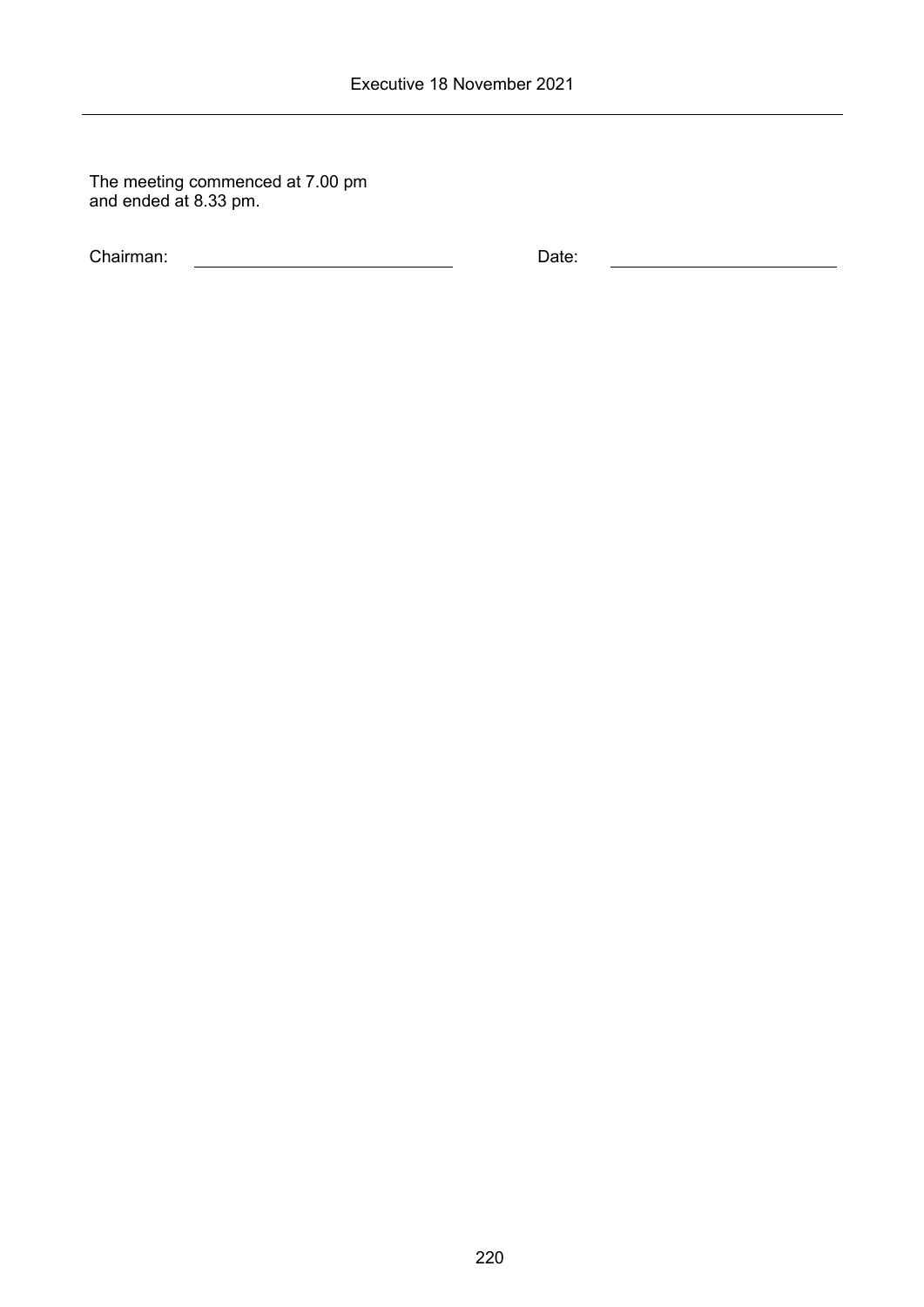The meeting commenced at 7.00 pm
and ended at 8.33 pm.

Chairman: ______________________ Date: ______________________